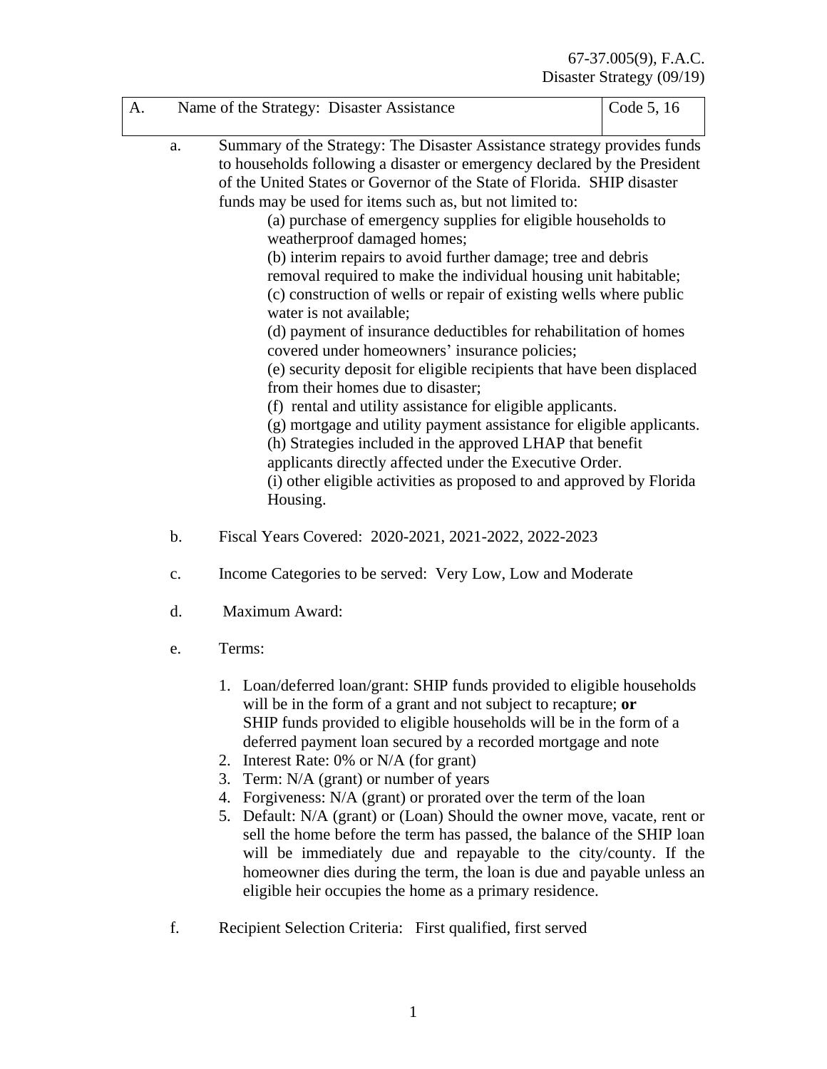67-37.005(9), F.A.C.
Disaster Strategy (09/19)

| A. Name of the Strategy: Disaster Assistance | Code 5, 16 |
|---|---|

a. Summary of the Strategy: The Disaster Assistance strategy provides funds to households following a disaster or emergency declared by the President of the United States or Governor of the State of Florida. SHIP disaster funds may be used for items such as, but not limited to:

(a) purchase of emergency supplies for eligible households to weatherproof damaged homes;
(b) interim repairs to avoid further damage; tree and debris removal required to make the individual housing unit habitable;
(c) construction of wells or repair of existing wells where public water is not available;
(d) payment of insurance deductibles for rehabilitation of homes covered under homeowners' insurance policies;
(e) security deposit for eligible recipients that have been displaced from their homes due to disaster;
(f) rental and utility assistance for eligible applicants.
(g) mortgage and utility payment assistance for eligible applicants.
(h) Strategies included in the approved LHAP that benefit applicants directly affected under the Executive Order.
(i) other eligible activities as proposed to and approved by Florida Housing.

b. Fiscal Years Covered: 2020-2021, 2021-2022, 2022-2023

c. Income Categories to be served: Very Low, Low and Moderate

d. Maximum Award:

e. Terms:

1. Loan/deferred loan/grant: SHIP funds provided to eligible households will be in the form of a grant and not subject to recapture; **or** SHIP funds provided to eligible households will be in the form of a deferred payment loan secured by a recorded mortgage and note
2. Interest Rate: 0% or N/A (for grant)
3. Term: N/A (grant) or number of years
4. Forgiveness: N/A (grant) or prorated over the term of the loan
5. Default: N/A (grant) or (Loan) Should the owner move, vacate, rent or sell the home before the term has passed, the balance of the SHIP loan will be immediately due and repayable to the city/county. If the homeowner dies during the term, the loan is due and payable unless an eligible heir occupies the home as a primary residence.

f. Recipient Selection Criteria: First qualified, first served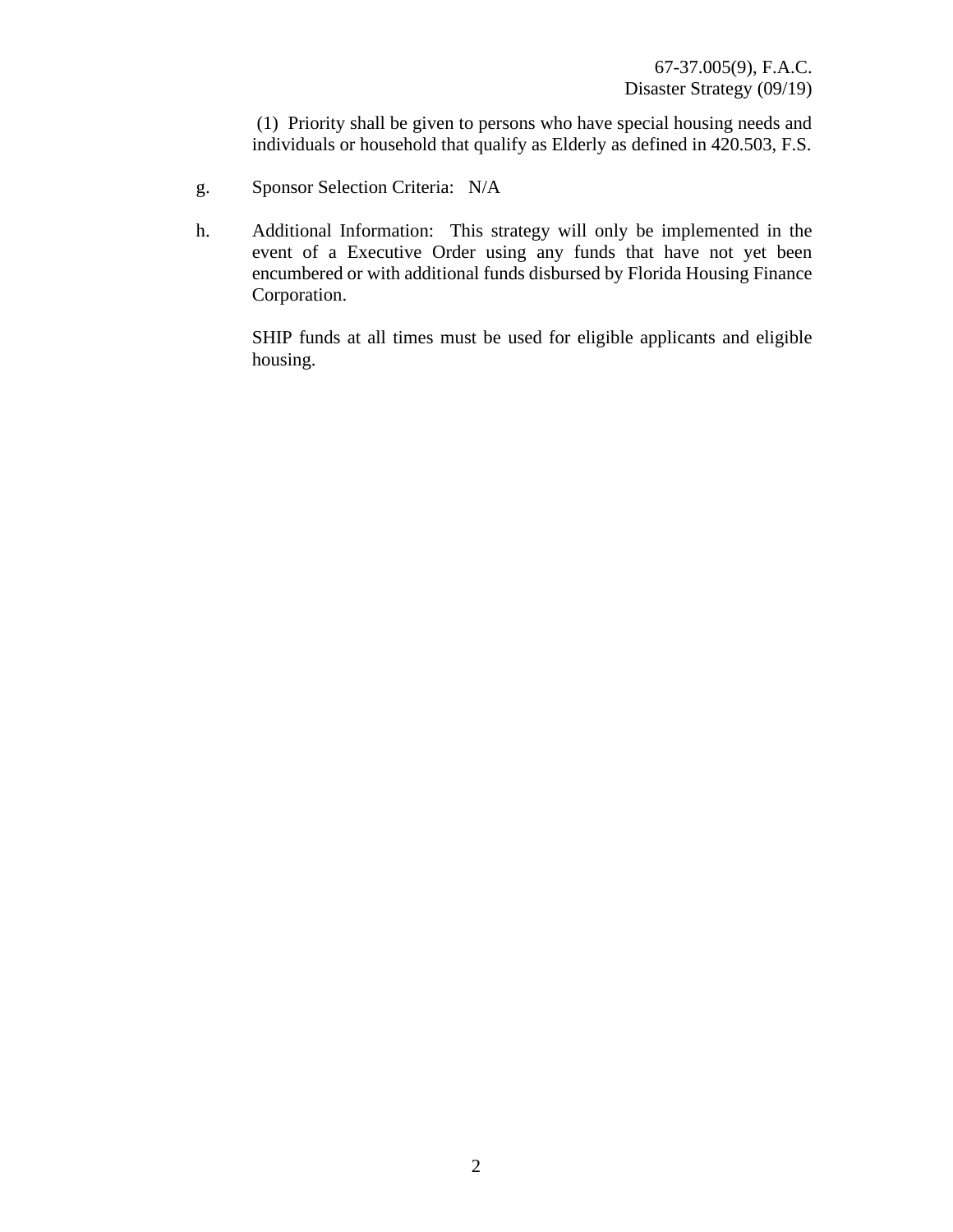(1) Priority shall be given to persons who have special housing needs and individuals or household that qualify as Elderly as defined in 420.503, F.S.

g. Sponsor Selection Criteria: N/A

h. Additional Information: This strategy will only be implemented in the event of a Executive Order using any funds that have not yet been encumbered or with additional funds disbursed by Florida Housing Finance Corporation.

SHIP funds at all times must be used for eligible applicants and eligible housing.